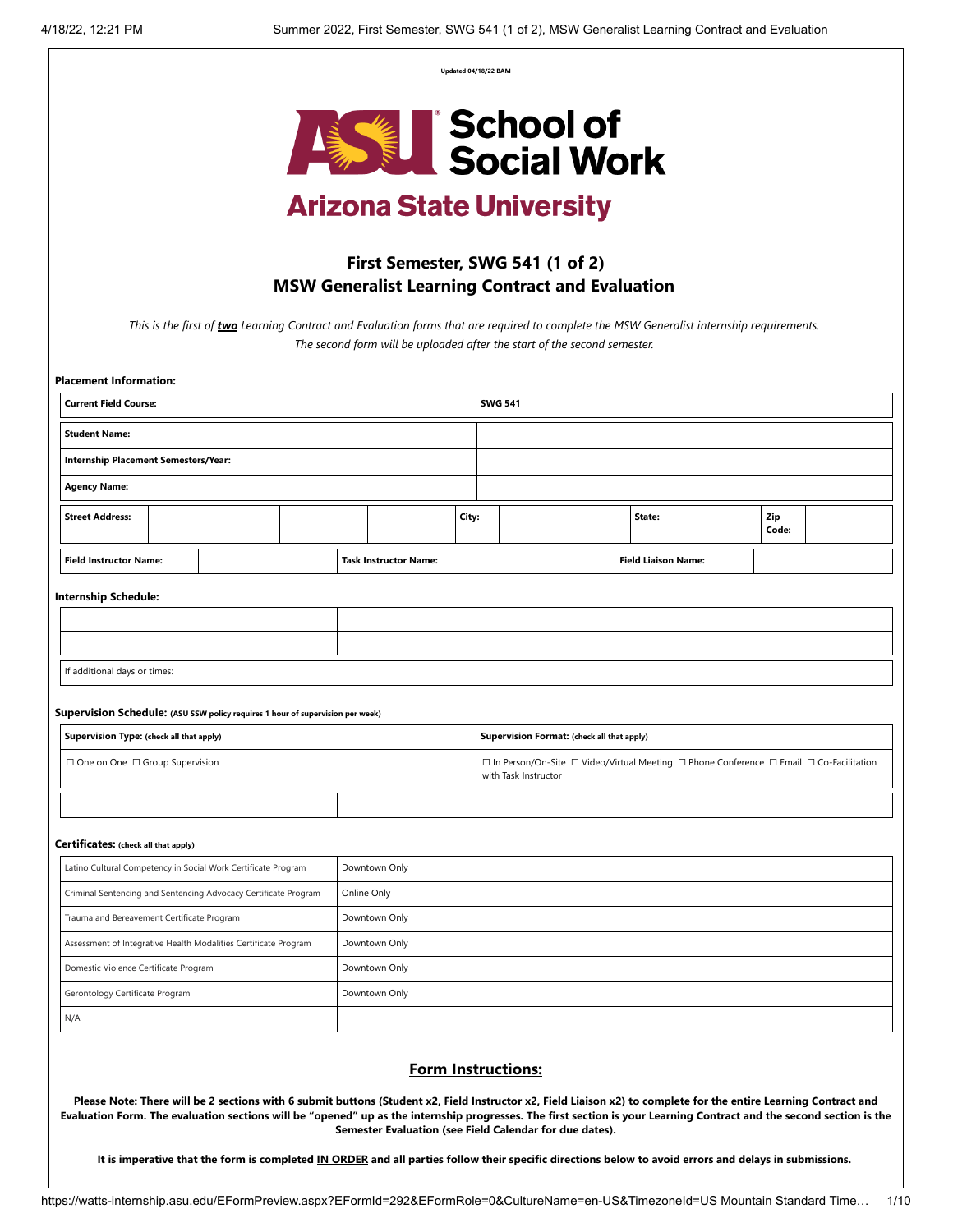Updated 04/18/22 BAM

**School of Social Work**

**Arizona State University**

## First Semester, SWG 541 (1 of 2)
## MSW Generalist Learning Contract and Evaluation

*This is the first of* ***two*** *Learning Contract and Evaluation forms that are required to complete the MSW Generalist internship requirements. The second form will be uploaded after the start of the second semester.*

**Placement Information:**

| | |
|---|---|
| **Current Field Course:** | **SWG 541** |
| **Student Name:** | |
| **Internship Placement Semesters/Year:** | |
| **Agency Name:** | |

| **Street Address:** | | | | **City:** | | **State:** | | **Zip Code:** | |
|---|---|---|---|---|---|---|---|---|---|

| **Field Instructor Name:** | | **Task Instructor Name:** | | **Field Liaison Name:** | |
|---|---|---|---|---|---|

**Internship Schedule:**

| | | |
|---|---|---|
| | | |
| | | |

| | |
|---|---|
| If additional days or times: | |

**Supervision Schedule:** (ASU SSW policy requires 1 hour of supervision per week)

| **Supervision Type:** (check all that apply) | **Supervision Format:** (check all that apply) |
|---|---|
| ☐ One on One ☐ Group Supervision | ☐ In Person/On-Site ☐ Video/Virtual Meeting ☐ Phone Conference ☐ Email ☐ Co-Facilitation with Task Instructor |

| | | |
|---|---|---|
| | | |

**Certificates:** (check all that apply)

| | | |
|---|---|---|
| Latino Cultural Competency in Social Work Certificate Program | Downtown Only | |
| Criminal Sentencing and Sentencing Advocacy Certificate Program | Online Only | |
| Trauma and Bereavement Certificate Program | Downtown Only | |
| Assessment of Integrative Health Modalities Certificate Program | Downtown Only | |
| Domestic Violence Certificate Program | Downtown Only | |
| Gerontology Certificate Program | Downtown Only | |
| N/A | | |

## Form Instructions:

**Please Note: There will be 2 sections with 6 submit buttons (Student x2, Field Instructor x2, Field Liaison x2) to complete for the entire Learning Contract and Evaluation Form. The evaluation sections will be "opened" up as the internship progresses. The first section is your Learning Contract and the second section is the Semester Evaluation (see Field Calendar for due dates).**

**It is imperative that the form is completed IN ORDER and all parties follow their specific directions below to avoid errors and delays in submissions.**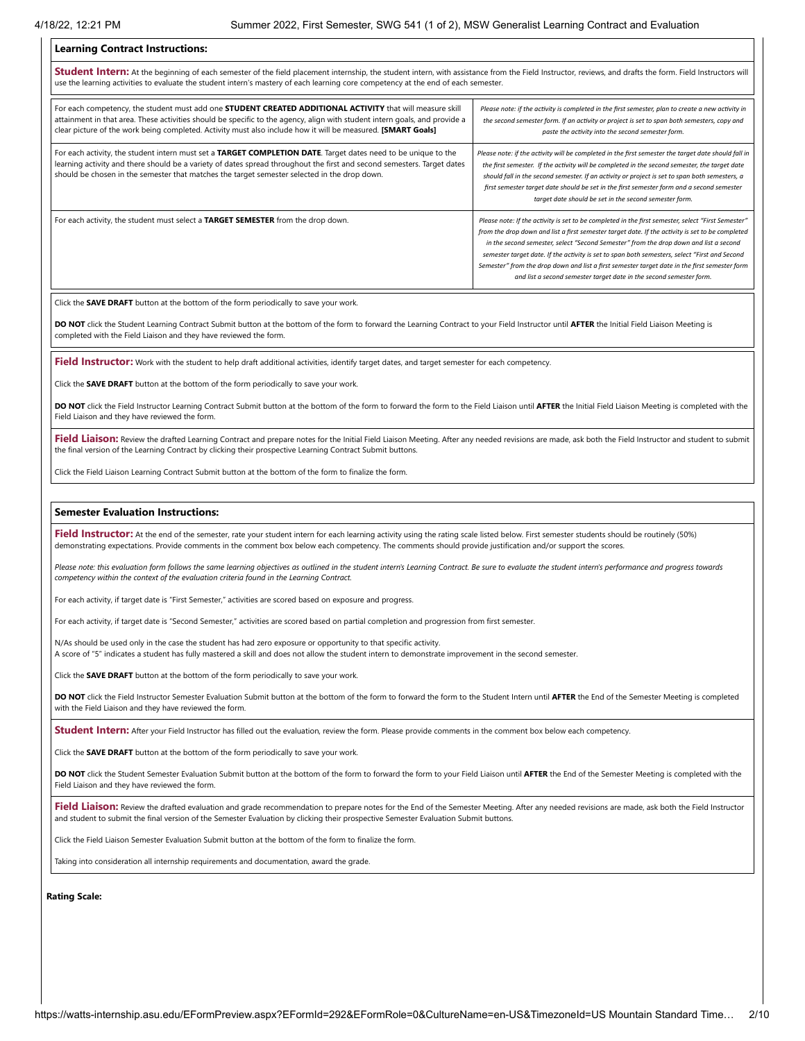## Learning Contract Instructions:

**Student Intern:** At the beginning of each semester of the field placement internship, the student intern, with assistance from the Field Instructor, reviews, and drafts the form. Field Instructors will use the learning activities to evaluate the student intern's mastery of each learning core competency at the end of each semester.

| | |
|---|---|
| For each competency, the student must add one **STUDENT CREATED ADDITIONAL ACTIVITY** that will measure skill attainment in that area. These activities should be specific to the agency, align with student intern goals, and provide a clear picture of the work being completed. Activity must also include how it will be measured. **[SMART Goals]** | *Please note: if the activity is completed in the first semester, plan to create a new activity in the second semester form. If an activity or project is set to span both semesters, copy and paste the activity into the second semester form.* |
| For each activity, the student intern must set a **TARGET COMPLETION DATE**. Target dates need to be unique to the learning activity and there should be a variety of dates spread throughout the first and second semesters. Target dates should be chosen in the semester that matches the target semester selected in the drop down. | *Please note: if the activity will be completed in the first semester the target date should fall in the first semester. If the activity will be completed in the second semester, the target date should fall in the second semester. If an activity or project is set to span both semesters, a first semester target date should be set in the first semester form and a second semester target date should be set in the second semester form.* |
| For each activity, the student must select a **TARGET SEMESTER** from the drop down. | *Please note: If the activity is set to be completed in the first semester, select "First Semester" from the drop down and list a first semester target date. If the activity is set to be completed in the second semester, select "Second Semester" from the drop down and list a second semester target date. If the activity is set to span both semesters, select "First and Second Semester" from the drop down and list a first semester target date in the first semester form and list a second semester target date in the second semester form.* |

Click the **SAVE DRAFT** button at the bottom of the form periodically to save your work.

**DO NOT** click the Student Learning Contract Submit button at the bottom of the form to forward the Learning Contract to your Field Instructor until **AFTER** the Initial Field Liaison Meeting is completed with the Field Liaison and they have reviewed the form.

**Field Instructor:** Work with the student to help draft additional activities, identify target dates, and target semester for each competency.

Click the **SAVE DRAFT** button at the bottom of the form periodically to save your work.

**DO NOT** click the Field Instructor Learning Contract Submit button at the bottom of the form to forward the form to the Field Liaison until **AFTER** the Initial Field Liaison Meeting is completed with the Field Liaison and they have reviewed the form.

**Field Liaison:** Review the drafted Learning Contract and prepare notes for the Initial Field Liaison Meeting. After any needed revisions are made, ask both the Field Instructor and student to submit the final version of the Learning Contract by clicking their prospective Learning Contract Submit buttons.

Click the Field Liaison Learning Contract Submit button at the bottom of the form to finalize the form.

## Semester Evaluation Instructions:

**Field Instructor:** At the end of the semester, rate your student intern for each learning activity using the rating scale listed below. First semester students should be routinely (50%) demonstrating expectations. Provide comments in the comment box below each competency. The comments should provide justification and/or support the scores.

*Please note: this evaluation form follows the same learning objectives as outlined in the student intern's Learning Contract. Be sure to evaluate the student intern's performance and progress towards competency within the context of the evaluation criteria found in the Learning Contract.*

For each activity, if target date is "First Semester," activities are scored based on exposure and progress.

For each activity, if target date is "Second Semester," activities are scored based on partial completion and progression from first semester.

N/As should be used only in the case the student has had zero exposure or opportunity to that specific activity.
A score of "5" indicates a student has fully mastered a skill and does not allow the student intern to demonstrate improvement in the second semester.

Click the **SAVE DRAFT** button at the bottom of the form periodically to save your work.

**DO NOT** click the Field Instructor Semester Evaluation Submit button at the bottom of the form to forward the form to the Student Intern until **AFTER** the End of the Semester Meeting is completed with the Field Liaison and they have reviewed the form.

**Student Intern:** After your Field Instructor has filled out the evaluation, review the form. Please provide comments in the comment box below each competency.

Click the **SAVE DRAFT** button at the bottom of the form periodically to save your work.

**DO NOT** click the Student Semester Evaluation Submit button at the bottom of the form to forward the form to your Field Liaison until **AFTER** the End of the Semester Meeting is completed with the Field Liaison and they have reviewed the form.

**Field Liaison:** Review the drafted evaluation and grade recommendation to prepare notes for the End of the Semester Meeting. After any needed revisions are made, ask both the Field Instructor and student to submit the final version of the Semester Evaluation by clicking their prospective Semester Evaluation Submit buttons.

Click the Field Liaison Semester Evaluation Submit button at the bottom of the form to finalize the form.

Taking into consideration all internship requirements and documentation, award the grade.

**Rating Scale:**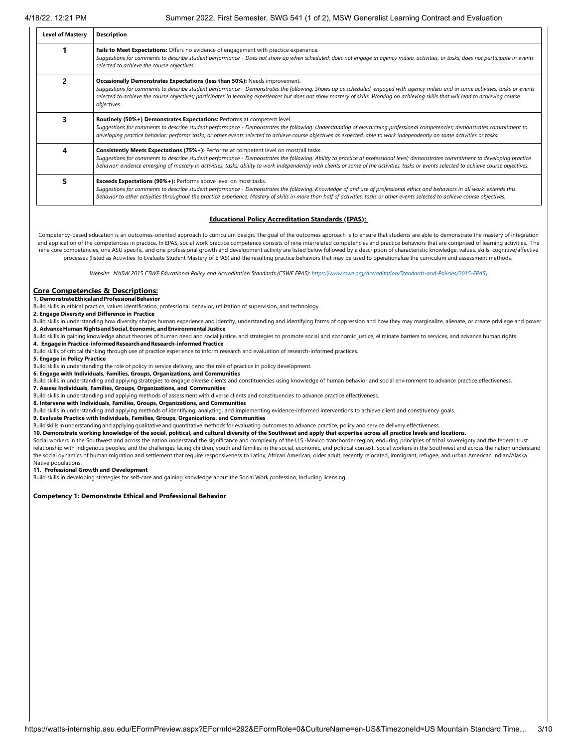| Level of Mastery | Description |
|---|---|
| **1** | **Fails to Meet Expectations:** Offers no evidence of engagement with practice experience. *Suggestions for comments to describe student performance - Does not show up when scheduled; does not engage in agency milieu, activities, or tasks; does not participate in events selected to achieve the course objectives.* |
| **2** | **Occasionally Demonstrates Expectations (less than 50%):** Needs improvement. *Suggestions for comments to describe student performance - Demonstrates the following: Shows up as scheduled, engaged with agency milieu and in some activities, tasks or events selected to achieve the course objectives; participates in learning experiences but does not show mastery of skills. Working on achieving skills that will lead to achieving course objectives.* |
| **3** | **Routinely (50%+) Demonstrates Expectations:** Performs at competent level. *Suggestions for comments to describe student performance - Demonstrates the following: Understanding of overarching professional competencies; demonstrates commitment to developing practice behavior; performs tasks, or other events selected to achieve course objectives as expected, able to work independently on some activities or tasks.* |
| **4** | **Consistently Meets Expectations (75%+):** Performs at competent level on most/all tasks. *Suggestions for comments to describe student performance - Demonstrates the following: Ability to practice at professional level; demonstrates commitment to developing practice behavior; evidence emerging of mastery in activities, tasks; ability to work independently with clients or some of the activities, tasks or events selected to achieve course objectives.* |
| **5** | **Exceeds Expectations (90%+):** Performs above level on most tasks. *Suggestions for comments to describe student performance - Demonstrates the following: Knowledge of and use of professional ethics and behaviors in all work; extends this behavior to other activities throughout the practice experience. Mastery of skills in more than half of activities, tasks or other events selected to achieve course objectives.* |

## Educational Policy Accreditation Standards (EPAS):

Competency-based education is an outcomes-oriented approach to curriculum design. The goal of the outcomes approach is to ensure that students are able to demonstrate the mastery of integration and application of the competencies in practice. In EPAS, social work practice competence consists of nine interrelated competencies and practice behaviors that are comprised of learning activities. The nine core competencies, one ASU specific, and one professional growth and development activity are listed below followed by a description of characteristic knowledge, values, skills, cognitive/affective processes (listed as Activities To Evaluate Student Mastery of EPAS) and the resulting practice behaviors that may be used to operationalize the curriculum and assessment methods.

*Website: NASW 2015 CSWE Educational Policy and Accreditation Standards (CSWE EPAS): https://www.cswe.org/Accreditation/Standards-and-Policies/2015-EPAS\*

## Core Competencies & Descriptions:

**1. Demonstrate Ethical and Professional Behavior**

Build skills in ethical practice, values identification, professional behavior, utilization of supervision, and technology.

**2. Engage Diversity and Difference in Practice**

Build skills in understanding how diversity shapes human experience and identity, understanding and identifying forms of oppression and how they may marginalize, alienate, or create privilege and power.

**3. Advance Human Rights and Social, Economic, and Environmental Justice**

Build skills in gaining knowledge about theories of human need and social justice, and strategies to promote social and economic justice, eliminate barriers to services, and advance human rights.

**4. Engage in Practice-informed Research and Research-informed Practice**

Build skills of critical thinking through use of practice experience to inform research and evaluation of research-informed practices.

**5. Engage in Policy Practice**

Build skills in understanding the role of policy in service delivery, and the role of practice in policy development.

**6. Engage with Individuals, Families, Groups, Organizations, and Communities**

Build skills in understanding and applying strategies to engage diverse clients and constituencies using knowledge of human behavior and social environment to advance practice effectiveness.

**7. Assess Individuals, Families, Groups, Organizations, and Communities**

Build skills in understanding and applying methods of assessment with diverse clients and constituencies to advance practice effectiveness.

**8. Intervene with Individuals, Families, Groups, Organizations, and Communities**

Build skills in understanding and applying methods of identifying, analyzing, and implementing evidence-informed interventions to achieve client and constituency goals.

**9. Evaluate Practice with Individuals, Families, Groups, Organizations, and Communities**

Build skills in understanding and applying qualitative and quantitative methods for evaluating outcomes to advance practice, policy and service delivery effectiveness.

**10. Demonstrate working knowledge of the social, political, and cultural diversity of the Southwest and apply that expertise across all practice levels and locations.**

Social workers in the Southwest and across the nation understand the significance and complexity of the U.S.-Mexico transborder region; enduring principles of tribal sovereignty and the federal trust relationship with indigenous peoples; and the challenges facing children, youth and families in the social, economic, and political context. Social workers in the Southwest and across the nation understand the social dynamics of human migration and settlement that require responsiveness to Latinx; African American, older adult, recently relocated, immigrant, refugee, and urban American Indian/Alaska Native populations.

**11. Professional Growth and Development**

Build skills in developing strategies for self-care and gaining knowledge about the Social Work profession, including licensing.

**Competency 1: Demonstrate Ethical and Professional Behavior**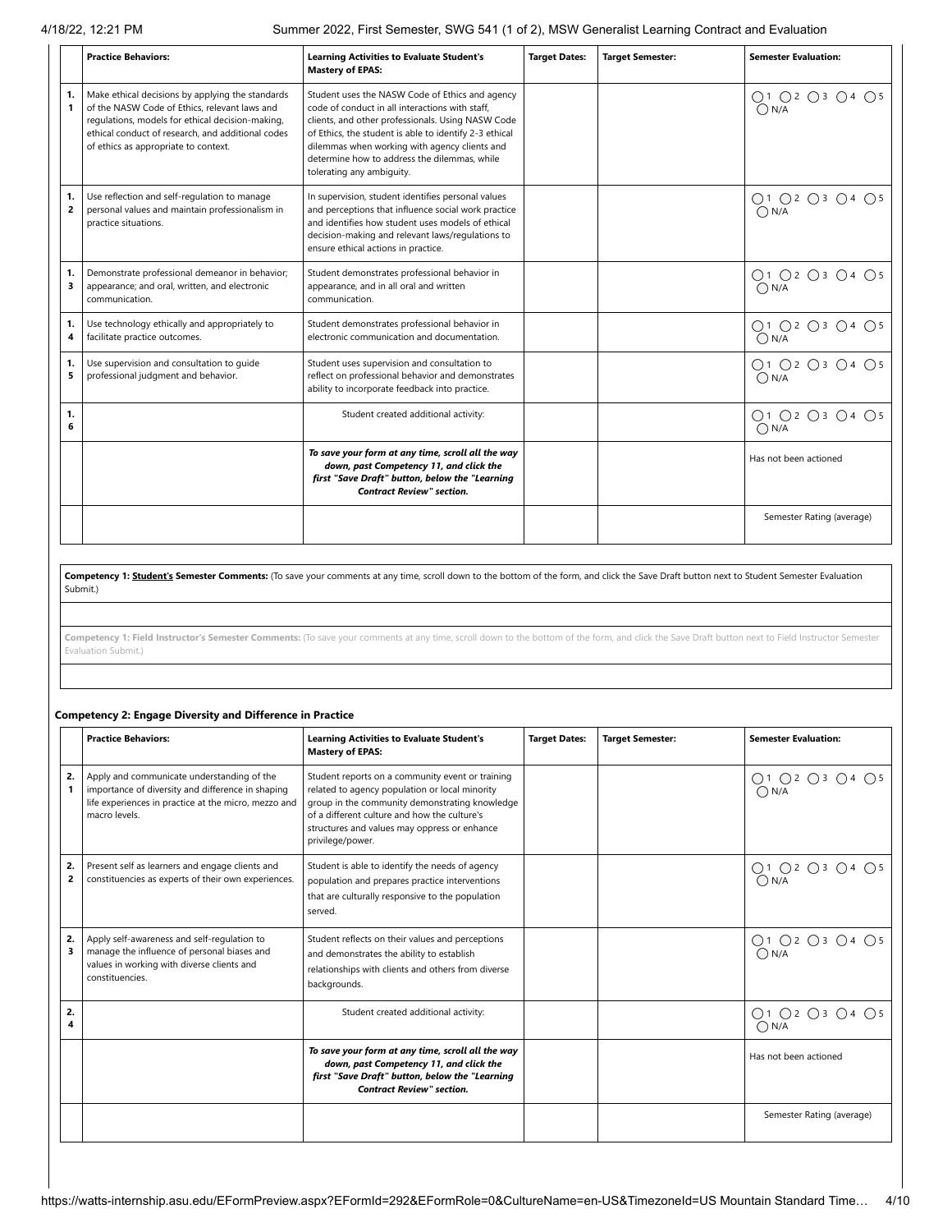| | Practice Behaviors: | Learning Activities to Evaluate Student's Mastery of EPAS: | Target Dates: | Target Semester: | Semester Evaluation: |
|---|---|---|---|---|---|
| 1.1 | Make ethical decisions by applying the standards of the NASW Code of Ethics, relevant laws and regulations, models for ethical decision-making, ethical conduct of research, and additional codes of ethics as appropriate to context. | Student uses the NASW Code of Ethics and agency code of conduct in all interactions with staff, clients, and other professionals. Using NASW Code of Ethics, the student is able to identify 2-3 ethical dilemmas when working with agency clients and determine how to address the dilemmas, while tolerating any ambiguity. | | | ◯1 ◯2 ◯3 ◯4 ◯5 ◯N/A |
| 1.2 | Use reflection and self-regulation to manage personal values and maintain professionalism in practice situations. | In supervision, student identifies personal values and perceptions that influence social work practice and identifies how student uses models of ethical decision-making and relevant laws/regulations to ensure ethical actions in practice. | | | ◯1 ◯2 ◯3 ◯4 ◯5 ◯N/A |
| 1.3 | Demonstrate professional demeanor in behavior; appearance; and oral, written, and electronic communication. | Student demonstrates professional behavior in appearance, and in all oral and written communication. | | | ◯1 ◯2 ◯3 ◯4 ◯5 ◯N/A |
| 1.4 | Use technology ethically and appropriately to facilitate practice outcomes. | Student demonstrates professional behavior in electronic communication and documentation. | | | ◯1 ◯2 ◯3 ◯4 ◯5 ◯N/A |
| 1.5 | Use supervision and consultation to guide professional judgment and behavior. | Student uses supervision and consultation to reflect on professional behavior and demonstrates ability to incorporate feedback into practice. | | | ◯1 ◯2 ◯3 ◯4 ◯5 ◯N/A |
| 1.6 | | Student created additional activity: | | | ◯1 ◯2 ◯3 ◯4 ◯5 ◯N/A |
| | | ***To save your form at any time, scroll all the way down, past Competency 11, and click the first "Save Draft" button, below the "Learning Contract Review" section.*** | | | Has not been actioned |
| | | | | | Semester Rating (average) |

**Competency 1: Student's Semester Comments:** (To save your comments at any time, scroll down to the bottom of the form, and click the Save Draft button next to Student Semester Evaluation Submit.)

**Competency 1: Field Instructor's Semester Comments:** (To save your comments at any time, scroll down to the bottom of the form, and click the Save Draft button next to Field Instructor Semester Evaluation Submit.)

### Competency 2: Engage Diversity and Difference in Practice

| | Practice Behaviors: | Learning Activities to Evaluate Student's Mastery of EPAS: | Target Dates: | Target Semester: | Semester Evaluation: |
|---|---|---|---|---|---|
| 2.1 | Apply and communicate understanding of the importance of diversity and difference in shaping life experiences in practice at the micro, mezzo and macro levels. | Student reports on a community event or training related to agency population or local minority group in the community demonstrating knowledge of a different culture and how the culture's structures and values may oppress or enhance privilege/power. | | | ◯1 ◯2 ◯3 ◯4 ◯5 ◯N/A |
| 2.2 | Present self as learners and engage clients and constituencies as experts of their own experiences. | Student is able to identify the needs of agency population and prepares practice interventions that are culturally responsive to the population served. | | | ◯1 ◯2 ◯3 ◯4 ◯5 ◯N/A |
| 2.3 | Apply self-awareness and self-regulation to manage the influence of personal biases and values in working with diverse clients and constituencies. | Student reflects on their values and perceptions and demonstrates the ability to establish relationships with clients and others from diverse backgrounds. | | | ◯1 ◯2 ◯3 ◯4 ◯5 ◯N/A |
| 2.4 | | Student created additional activity: | | | ◯1 ◯2 ◯3 ◯4 ◯5 ◯N/A |
| | | ***To save your form at any time, scroll all the way down, past Competency 11, and click the first "Save Draft" button, below the "Learning Contract Review" section.*** | | | Has not been actioned |
| | | | | | Semester Rating (average) |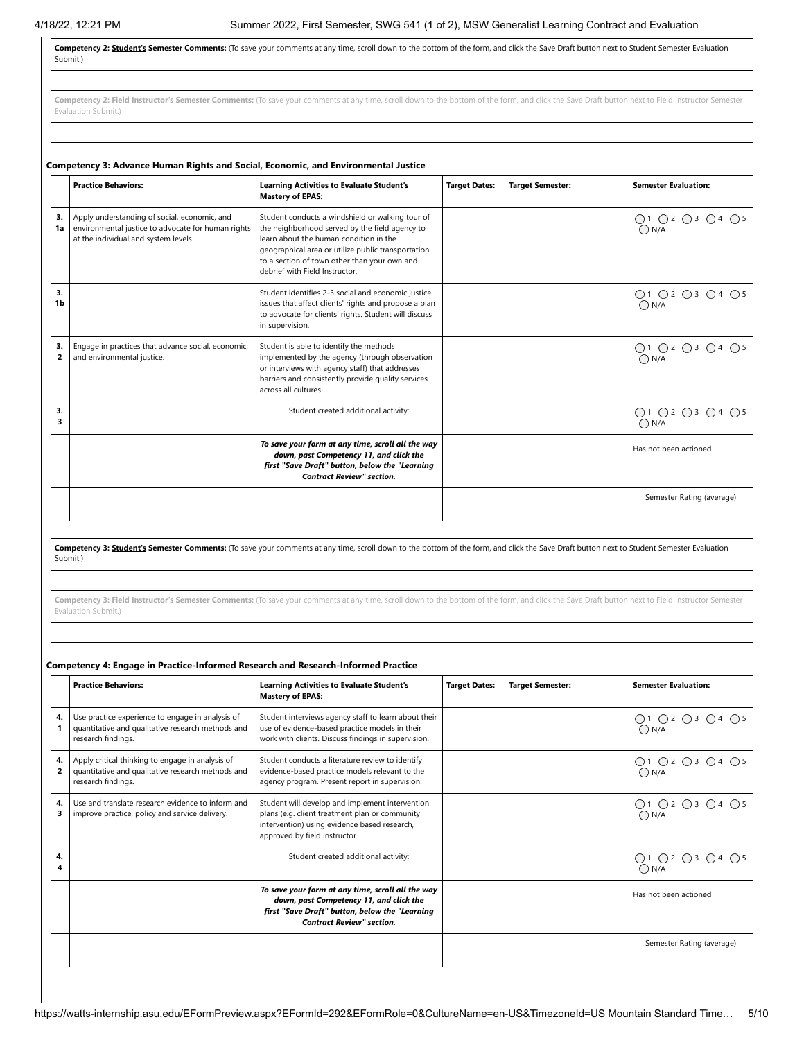**Competency 2: Student's Semester Comments:** (To save your comments at any time, scroll down to the bottom of the form, and click the Save Draft button next to Student Semester Evaluation Submit.)

**Competency 2: Field Instructor's Semester Comments:** (To save your comments at any time, scroll down to the bottom of the form, and click the Save Draft button next to Field Instructor Semester Evaluation Submit.)

### Competency 3: Advance Human Rights and Social, Economic, and Environmental Justice

| | Practice Behaviors: | Learning Activities to Evaluate Student's Mastery of EPAS: | Target Dates: | Target Semester: | Semester Evaluation: |
|---|---|---|---|---|---|
| 3.1a | Apply understanding of social, economic, and environmental justice to advocate for human rights at the individual and system levels. | Student conducts a windshield or walking tour of the neighborhood served by the field agency to learn about the human condition in the geographical area or utilize public transportation to a section of town other than your own and debrief with Field Instructor. | | | ◯1 ◯2 ◯3 ◯4 ◯5 ◯N/A |
| 3.1b | | Student identifies 2-3 social and economic justice issues that affect clients' rights and propose a plan to advocate for clients' rights. Student will discuss in supervision. | | | ◯1 ◯2 ◯3 ◯4 ◯5 ◯N/A |
| 3.2 | Engage in practices that advance social, economic, and environmental justice. | Student is able to identify the methods implemented by the agency (through observation or interviews with agency staff) that addresses barriers and consistently provide quality services across all cultures. | | | ◯1 ◯2 ◯3 ◯4 ◯5 ◯N/A |
| 3.3 | | Student created additional activity: | | | ◯1 ◯2 ◯3 ◯4 ◯5 ◯N/A |
| | | ***To save your form at any time, scroll all the way down, past Competency 11, and click the first "Save Draft" button, below the "Learning Contract Review" section.*** | | | Has not been actioned |
| | | | | | Semester Rating (average) |

**Competency 3: Student's Semester Comments:** (To save your comments at any time, scroll down to the bottom of the form, and click the Save Draft button next to Student Semester Evaluation Submit.)

**Competency 3: Field Instructor's Semester Comments:** (To save your comments at any time, scroll down to the bottom of the form, and click the Save Draft button next to Field Instructor Semester Evaluation Submit.)

### Competency 4: Engage in Practice-Informed Research and Research-Informed Practice

| | Practice Behaviors: | Learning Activities to Evaluate Student's Mastery of EPAS: | Target Dates: | Target Semester: | Semester Evaluation: |
|---|---|---|---|---|---|
| 4.1 | Use practice experience to engage in analysis of quantitative and qualitative research methods and research findings. | Student interviews agency staff to learn about their use of evidence-based practice models in their work with clients. Discuss findings in supervision. | | | ◯1 ◯2 ◯3 ◯4 ◯5 ◯N/A |
| 4.2 | Apply critical thinking to engage in analysis of quantitative and qualitative research methods and research findings. | Student conducts a literature review to identify evidence-based practice models relevant to the agency program. Present report in supervision. | | | ◯1 ◯2 ◯3 ◯4 ◯5 ◯N/A |
| 4.3 | Use and translate research evidence to inform and improve practice, policy and service delivery. | Student will develop and implement intervention plans (e.g. client treatment plan or community intervention) using evidence based research, approved by field instructor. | | | ◯1 ◯2 ◯3 ◯4 ◯5 ◯N/A |
| 4.4 | | Student created additional activity: | | | ◯1 ◯2 ◯3 ◯4 ◯5 ◯N/A |
| | | ***To save your form at any time, scroll all the way down, past Competency 11, and click the first "Save Draft" button, below the "Learning Contract Review" section.*** | | | Has not been actioned |
| | | | | | Semester Rating (average) |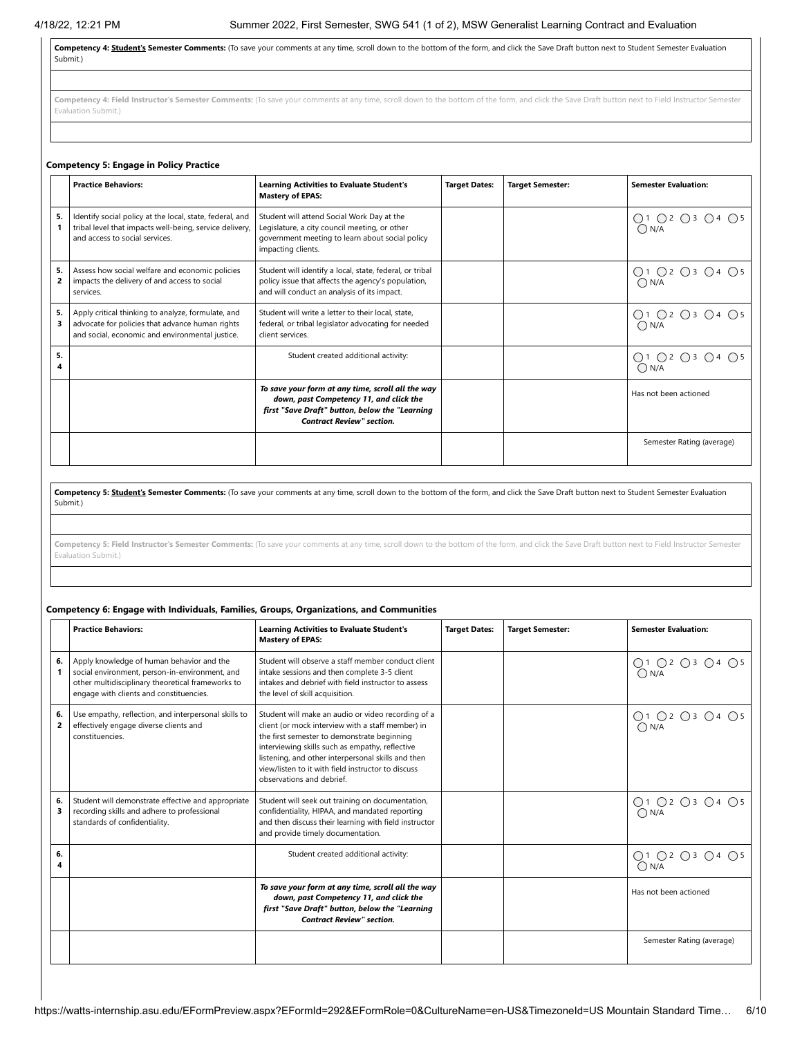**Competency 4: Student's Semester Comments:** (To save your comments at any time, scroll down to the bottom of the form, and click the Save Draft button next to Student Semester Evaluation Submit.)

**Competency 4: Field Instructor's Semester Comments:** (To save your comments at any time, scroll down to the bottom of the form, and click the Save Draft button next to Field Instructor Semester Evaluation Submit.)

### Competency 5: Engage in Policy Practice

| | Practice Behaviors: | Learning Activities to Evaluate Student's Mastery of EPAS: | Target Dates: | Target Semester: | Semester Evaluation: |
|---|---|---|---|---|---|
| 5.1 | Identify social policy at the local, state, federal, and tribal level that impacts well-being, service delivery, and access to social services. | Student will attend Social Work Day at the Legislature, a city council meeting, or other government meeting to learn about social policy impacting clients. | | | ◯ 1 ◯ 2 ◯ 3 ◯ 4 ◯ 5 ◯ N/A |
| 5.2 | Assess how social welfare and economic policies impacts the delivery of and access to social services. | Student will identify a local, state, federal, or tribal policy issue that affects the agency's population, and will conduct an analysis of its impact. | | | ◯ 1 ◯ 2 ◯ 3 ◯ 4 ◯ 5 ◯ N/A |
| 5.3 | Apply critical thinking to analyze, formulate, and advocate for policies that advance human rights and social, economic and environmental justice. | Student will write a letter to their local, state, federal, or tribal legislator advocating for needed client services. | | | ◯ 1 ◯ 2 ◯ 3 ◯ 4 ◯ 5 ◯ N/A |
| 5.4 | | Student created additional activity: | | | ◯ 1 ◯ 2 ◯ 3 ◯ 4 ◯ 5 ◯ N/A |
| | | ***To save your form at any time, scroll all the way down, past Competency 11, and click the first "Save Draft" button, below the "Learning Contract Review" section.*** | | | Has not been actioned |
| | | | | | Semester Rating (average) |

**Competency 5: Student's Semester Comments:** (To save your comments at any time, scroll down to the bottom of the form, and click the Save Draft button next to Student Semester Evaluation Submit.)

**Competency 5: Field Instructor's Semester Comments:** (To save your comments at any time, scroll down to the bottom of the form, and click the Save Draft button next to Field Instructor Semester Evaluation Submit.)

### Competency 6: Engage with Individuals, Families, Groups, Organizations, and Communities

| | Practice Behaviors: | Learning Activities to Evaluate Student's Mastery of EPAS: | Target Dates: | Target Semester: | Semester Evaluation: |
|---|---|---|---|---|---|
| 6.1 | Apply knowledge of human behavior and the social environment, person-in-environment, and other multidisciplinary theoretical frameworks to engage with clients and constituencies. | Student will observe a staff member conduct client intake sessions and then complete 3-5 client intakes and debrief with field instructor to assess the level of skill acquisition. | | | ◯ 1 ◯ 2 ◯ 3 ◯ 4 ◯ 5 ◯ N/A |
| 6.2 | Use empathy, reflection, and interpersonal skills to effectively engage diverse clients and constituencies. | Student will make an audio or video recording of a client (or mock interview with a staff member) in the first semester to demonstrate beginning interviewing skills such as empathy, reflective listening, and other interpersonal skills and then view/listen to it with field instructor to discuss observations and debrief. | | | ◯ 1 ◯ 2 ◯ 3 ◯ 4 ◯ 5 ◯ N/A |
| 6.3 | Student will demonstrate effective and appropriate recording skills and adhere to professional standards of confidentiality. | Student will seek out training on documentation, confidentiality, HIPAA, and mandated reporting and then discuss their learning with field instructor and provide timely documentation. | | | ◯ 1 ◯ 2 ◯ 3 ◯ 4 ◯ 5 ◯ N/A |
| 6.4 | | Student created additional activity: | | | ◯ 1 ◯ 2 ◯ 3 ◯ 4 ◯ 5 ◯ N/A |
| | | ***To save your form at any time, scroll all the way down, past Competency 11, and click the first "Save Draft" button, below the "Learning Contract Review" section.*** | | | Has not been actioned |
| | | | | | Semester Rating (average) |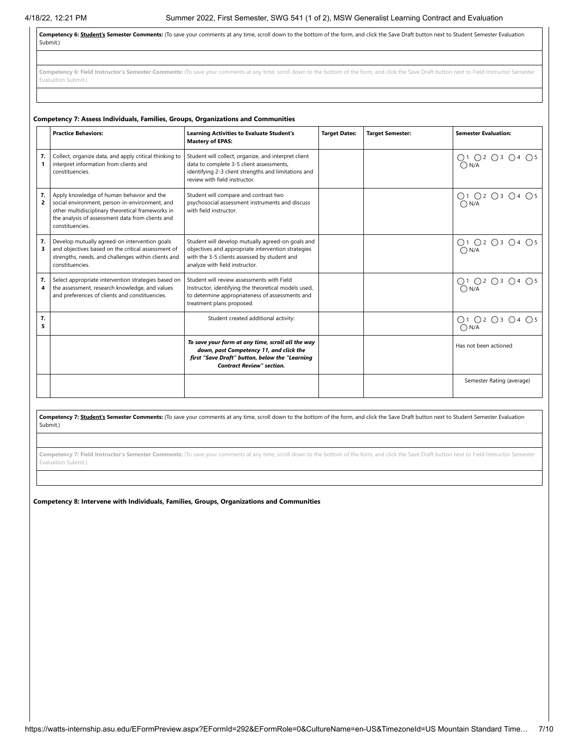**Competency 6: Student's Semester Comments:** (To save your comments at any time, scroll down to the bottom of the form, and click the Save Draft button next to Student Semester Evaluation Submit.)

**Competency 6: Field Instructor's Semester Comments:** (To save your comments at any time, scroll down to the bottom of the form, and click the Save Draft button next to Field Instructor Semester Evaluation Submit.)

**Competency 7: Assess Individuals, Families, Groups, Organizations and Communities**

| | Practice Behaviors: | Learning Activities to Evaluate Student's Mastery of EPAS: | Target Dates: | Target Semester: | Semester Evaluation: |
|---|---|---|---|---|---|
| 7.1 | Collect, organize data, and apply critical thinking to interpret information from clients and constituencies. | Student will collect, organize, and interpret client data to complete 3-5 client assessments, identifying 2-3 client strengths and limitations and review with field instructor. | | | ◯1 ◯2 ◯3 ◯4 ◯5 ◯N/A |
| 7.2 | Apply knowledge of human behavior and the social environment, person-in-environment, and other multidisciplinary theoretical frameworks in the analysis of assessment data from clients and constituencies. | Student will compare and contrast two psychosocial assessment instruments and discuss with field instructor. | | | ◯1 ◯2 ◯3 ◯4 ◯5 ◯N/A |
| 7.3 | Develop mutually agreed-on intervention goals and objectives based on the critical assessment of strengths, needs, and challenges within clients and constituencies. | Student will develop mutually agreed-on goals and objectives and appropriate intervention strategies with the 3-5 clients assessed by student and analyze with field instructor. | | | ◯1 ◯2 ◯3 ◯4 ◯5 ◯N/A |
| 7.4 | Select appropriate intervention strategies based on the assessment, research knowledge, and values and preferences of clients and constituencies. | Student will review assessments with Field Instructor, identifying the theoretical models used, to determine appropriateness of assessments and treatment plans proposed. | | | ◯1 ◯2 ◯3 ◯4 ◯5 ◯N/A |
| 7.5 | | Student created additional activity: | | | ◯1 ◯2 ◯3 ◯4 ◯5 ◯N/A |
| | | ***To save your form at any time, scroll all the way down, past Competency 11, and click the first "Save Draft" button, below the "Learning Contract Review" section.*** | | | Has not been actioned |
| | | | | | Semester Rating (average) |

**Competency 7: Student's Semester Comments:** (To save your comments at any time, scroll down to the bottom of the form, and click the Save Draft button next to Student Semester Evaluation Submit.)

**Competency 7: Field Instructor's Semester Comments:** (To save your comments at any time, scroll down to the bottom of the form, and click the Save Draft button next to Field Instructor Semester Evaluation Submit.)

**Competency 8: Intervene with Individuals, Families, Groups, Organizations and Communities**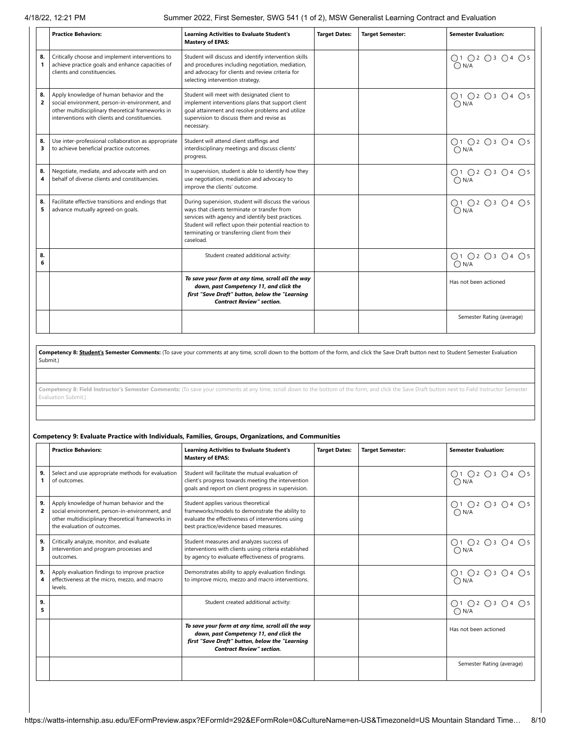| | Practice Behaviors: | Learning Activities to Evaluate Student's Mastery of EPAS: | Target Dates: | Target Semester: | Semester Evaluation: |
|---|---|---|---|---|---|
| 8.1 | Critically choose and implement interventions to achieve practice goals and enhance capacities of clients and constituencies. | Student will discuss and identify intervention skills and procedures including negotiation, mediation, and advocacy for clients and review criteria for selecting intervention strategy. | | | ○1 ○2 ○3 ○4 ○5 ○N/A |
| 8.2 | Apply knowledge of human behavior and the social environment, person-in-environment, and other multidisciplinary theoretical frameworks in interventions with clients and constituencies. | Student will meet with designated client to implement interventions plans that support client goal attainment and resolve problems and utilize supervision to discuss them and revise as necessary. | | | ○1 ○2 ○3 ○4 ○5 ○N/A |
| 8.3 | Use inter-professional collaboration as appropriate to achieve beneficial practice outcomes. | Student will attend client staffings and interdisciplinary meetings and discuss clients' progress. | | | ○1 ○2 ○3 ○4 ○5 ○N/A |
| 8.4 | Negotiate, mediate, and advocate with and on behalf of diverse clients and constituencies. | In supervision, student is able to identify how they use negotiation, mediation and advocacy to improve the clients' outcome. | | | ○1 ○2 ○3 ○4 ○5 ○N/A |
| 8.5 | Facilitate effective transitions and endings that advance mutually agreed-on goals. | During supervision, student will discuss the various ways that clients terminate or transfer from services with agency and identify best practices. Student will reflect upon their potential reaction to terminating or transferring client from their caseload. | | | ○1 ○2 ○3 ○4 ○5 ○N/A |
| 8.6 | | Student created additional activity: | | | ○1 ○2 ○3 ○4 ○5 ○N/A |
| | | ***To save your form at any time, scroll all the way down, past Competency 11, and click the first "Save Draft" button, below the "Learning Contract Review" section.*** | | | Has not been actioned |
| | | | | | Semester Rating (average) |

**Competency 8: Student's Semester Comments:** (To save your comments at any time, scroll down to the bottom of the form, and click the Save Draft button next to Student Semester Evaluation Submit.)

**Competency 8: Field Instructor's Semester Comments:** (To save your comments at any time, scroll down to the bottom of the form, and click the Save Draft button next to Field Instructor Semester Evaluation Submit.)

### Competency 9: Evaluate Practice with Individuals, Families, Groups, Organizations, and Communities

| | Practice Behaviors: | Learning Activities to Evaluate Student's Mastery of EPAS: | Target Dates: | Target Semester: | Semester Evaluation: |
|---|---|---|---|---|---|
| 9.1 | Select and use appropriate methods for evaluation of outcomes. | Student will facilitate the mutual evaluation of client's progress towards meeting the intervention goals and report on client progress in supervision. | | | ○1 ○2 ○3 ○4 ○5 ○N/A |
| 9.2 | Apply knowledge of human behavior and the social environment, person-in-environment, and other multidisciplinary theoretical frameworks in the evaluation of outcomes. | Student applies various theoretical frameworks/models to demonstrate the ability to evaluate the effectiveness of interventions using best practice/evidence based measures. | | | ○1 ○2 ○3 ○4 ○5 ○N/A |
| 9.3 | Critically analyze, monitor, and evaluate intervention and program processes and outcomes. | Student measures and analyzes success of interventions with clients using criteria established by agency to evaluate effectiveness of programs. | | | ○1 ○2 ○3 ○4 ○5 ○N/A |
| 9.4 | Apply evaluation findings to improve practice effectiveness at the micro, mezzo, and macro levels. | Demonstrates ability to apply evaluation findings to improve micro, mezzo and macro interventions. | | | ○1 ○2 ○3 ○4 ○5 ○N/A |
| 9.5 | | Student created additional activity: | | | ○1 ○2 ○3 ○4 ○5 ○N/A |
| | | ***To save your form at any time, scroll all the way down, past Competency 11, and click the first "Save Draft" button, below the "Learning Contract Review" section.*** | | | Has not been actioned |
| | | | | | Semester Rating (average) |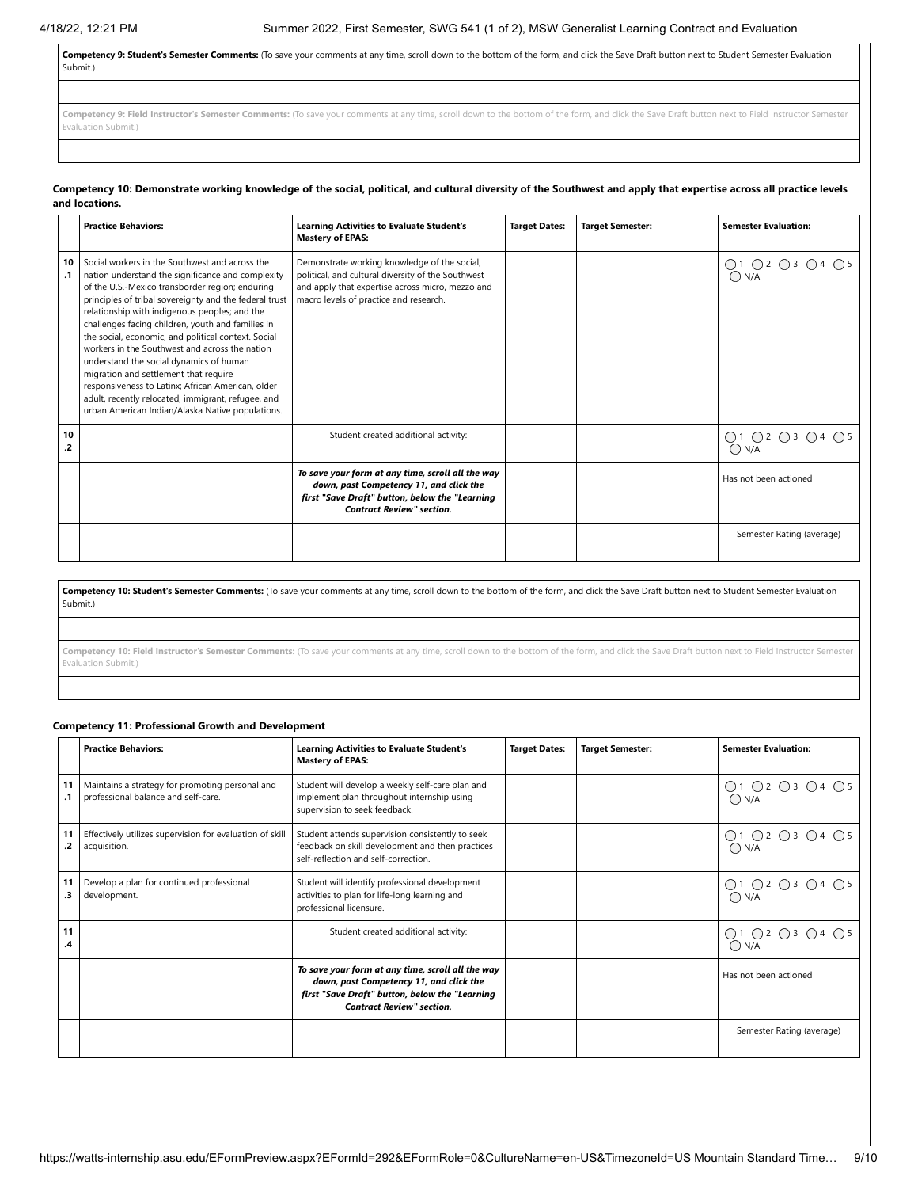**Competency 9: Student's Semester Comments:** (To save your comments at any time, scroll down to the bottom of the form, and click the Save Draft button next to Student Semester Evaluation Submit.)

**Competency 9: Field Instructor's Semester Comments:** (To save your comments at any time, scroll down to the bottom of the form, and click the Save Draft button next to Field Instructor Semester Evaluation Submit.)

**Competency 10: Demonstrate working knowledge of the social, political, and cultural diversity of the Southwest and apply that expertise across all practice levels and locations.**

| | Practice Behaviors: | Learning Activities to Evaluate Student's Mastery of EPAS: | Target Dates: | Target Semester: | Semester Evaluation: |
|---|---|---|---|---|---|
| 10.1 | Social workers in the Southwest and across the nation understand the significance and complexity of the U.S.-Mexico transborder region; enduring principles of tribal sovereignty and the federal trust relationship with indigenous peoples; and the challenges facing children, youth and families in the social, economic, and political context. Social workers in the Southwest and across the nation understand the social dynamics of human migration and settlement that require responsiveness to Latinx; African American, older adult, recently relocated, immigrant, refugee, and urban American Indian/Alaska Native populations. | Demonstrate working knowledge of the social, political and cultural diversity of the Southwest and apply that expertise across micro, mezzo and macro levels of practice and research. | | | ◯1 ◯2 ◯3 ◯4 ◯5 ◯N/A |
| 10.2 | | Student created additional activity: | | | ◯1 ◯2 ◯3 ◯4 ◯5 ◯N/A |
| | | ***To save your form at any time, scroll all the way down, past Competency 11, and click the first "Save Draft" button, below the "Learning Contract Review" section.*** | | | Has not been actioned |
| | | | | | Semester Rating (average) |

**Competency 10: Student's Semester Comments:** (To save your comments at any time, scroll down to the bottom of the form, and click the Save Draft button next to Student Semester Evaluation Submit.)

**Competency 10: Field Instructor's Semester Comments:** (To save your comments at any time, scroll down to the bottom of the form, and click the Save Draft button next to Field Instructor Semester Evaluation Submit.)

**Competency 11: Professional Growth and Development**

| | Practice Behaviors: | Learning Activities to Evaluate Student's Mastery of EPAS: | Target Dates: | Target Semester: | Semester Evaluation: |
|---|---|---|---|---|---|
| 11.1 | Maintains a strategy for promoting personal and professional balance and self-care. | Student will develop a weekly self-care plan and implement plan throughout internship using supervision to seek feedback. | | | ◯1 ◯2 ◯3 ◯4 ◯5 ◯N/A |
| 11.2 | Effectively utilizes supervision for evaluation of skill acquisition. | Student attends supervision consistently to seek feedback on skill development and then practices self-reflection and self-correction. | | | ◯1 ◯2 ◯3 ◯4 ◯5 ◯N/A |
| 11.3 | Develop a plan for continued professional development. | Student will identify professional development activities to plan for life-long learning and professional licensure. | | | ◯1 ◯2 ◯3 ◯4 ◯5 ◯N/A |
| 11.4 | | Student created additional activity: | | | ◯1 ◯2 ◯3 ◯4 ◯5 ◯N/A |
| | | ***To save your form at any time, scroll all the way down, past Competency 11, and click the first "Save Draft" button, below the "Learning Contract Review" section.*** | | | Has not been actioned |
| | | | | | Semester Rating (average) |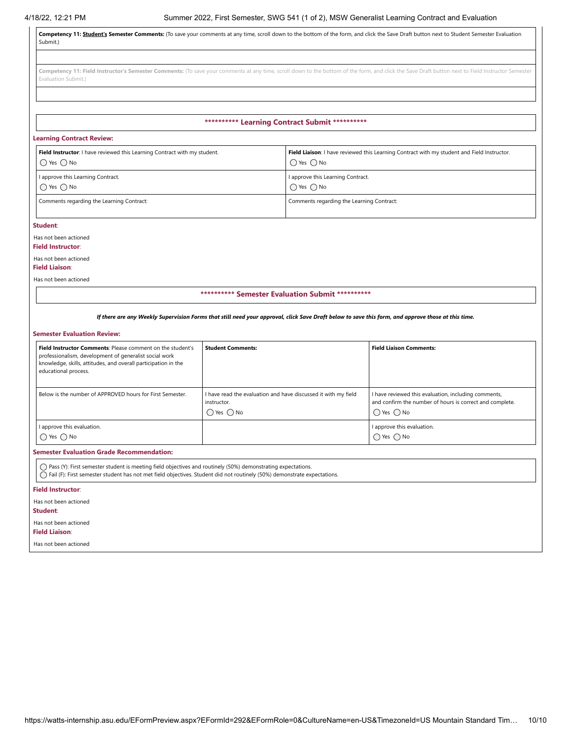**Competency 11: Student's Semester Comments:** (To save your comments at any time, scroll down to the bottom of the form, and click the Save Draft button next to Student Semester Evaluation Submit.)

**Competency 11: Field Instructor's Semester Comments:** (To save your comments at any time, scroll down to the bottom of the form, and click the Save Draft button next to Field Instructor Semester Evaluation Submit.)

## ********** Learning Contract Submit **********

### Learning Contract Review:

| | |
|---|---|
| **Field Instructor**: I have reviewed this Learning Contract with my student.<br>◯ Yes ◯ No | **Field Liaison**: I have reviewed this Learning Contract with my student and Field Instructor.<br>◯ Yes ◯ No |
| I approve this Learning Contract.<br>◯ Yes ◯ No | I approve this Learning Contract.<br>◯ Yes ◯ No |
| Comments regarding the Learning Contract: | Comments regarding the Learning Contract: |

**Student**:

Has not been actioned

**Field Instructor**:

Has not been actioned

**Field Liaison**:

Has not been actioned

## ********** Semester Evaluation Submit **********

***If there are any Weekly Supervision Forms that still need your approval, click Save Draft below to save this form, and approve those at this time.***

### Semester Evaluation Review:

| | | |
|---|---|---|
| **Field Instructor Comments**: Please comment on the student's professionalism, development of generalist social work knowledge, skills, attitudes, and overall participation in the educational process. | **Student Comments:** | **Field Liaison Comments:** |
| Below is the number of APPROVED hours for First Semester. | I have read the evaluation and have discussed it with my field instructor.<br>◯ Yes ◯ No | I have reviewed this evaluation, including comments, and confirm the number of hours is correct and complete.<br>◯ Yes ◯ No |
| I approve this evaluation.<br>◯ Yes ◯ No | | I approve this evaluation.<br>◯ Yes ◯ No |

### Semester Evaluation Grade Recommendation:

◯ Pass (Y): First semester student is meeting field objectives and routinely (50%) demonstrating expectations.
◯ Fail (F): First semester student has not met field objectives. Student did not routinely (50%) demonstrate expectations.

**Field Instructor**:

Has not been actioned

**Student**:

Has not been actioned

**Field Liaison**:

Has not been actioned